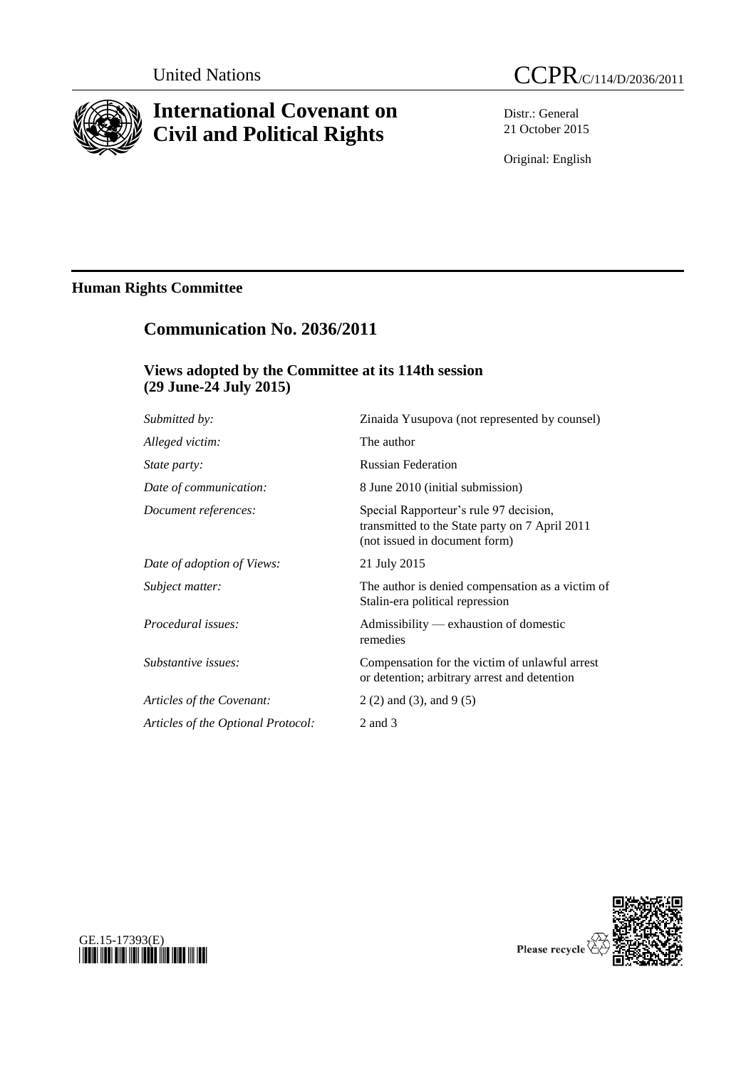United Nations

CCPR/C/114/D/2036/2011

# International Covenant on Civil and Political Rights

Distr.: General
21 October 2015

Original: English

## Human Rights Committee

## Communication No. 2036/2011

### Views adopted by the Committee at its 114th session (29 June-24 July 2015)

| | |
|---|---|
| *Submitted by:* | Zinaida Yusupova (not represented by counsel) |
| *Alleged victim:* | The author |
| *State party:* | Russian Federation |
| *Date of communication:* | 8 June 2010 (initial submission) |
| *Document references:* | Special Rapporteur's rule 97 decision, transmitted to the State party on 7 April 2011 (not issued in document form) |
| *Date of adoption of Views:* | 21 July 2015 |
| *Subject matter:* | The author is denied compensation as a victim of Stalin-era political repression |
| *Procedural issues:* | Admissibility — exhaustion of domestic remedies |
| *Substantive issues:* | Compensation for the victim of unlawful arrest or detention; arbitrary arrest and detention |
| *Articles of the Covenant:* | 2 (2) and (3), and 9 (5) |
| *Articles of the Optional Protocol:* | 2 and 3 |

GE.15-17393(E)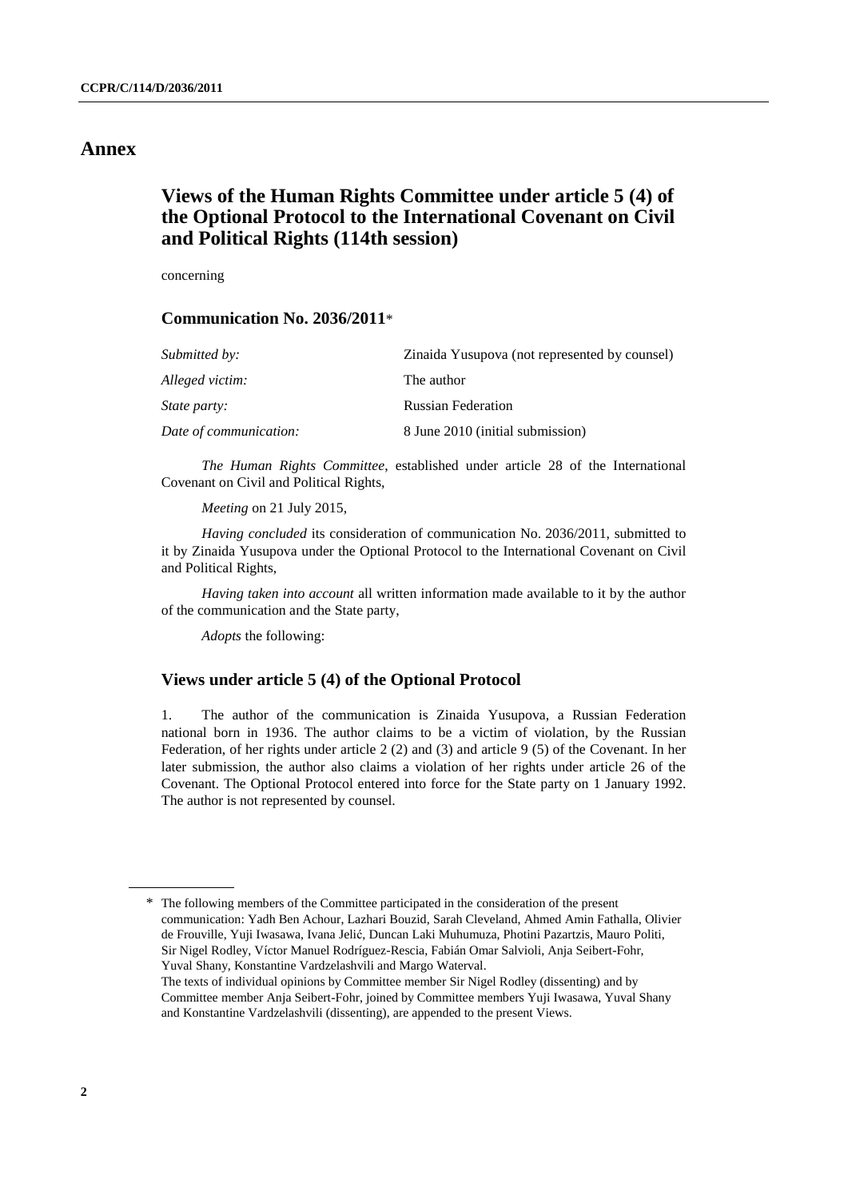# Annex

## Views of the Human Rights Committee under article 5 (4) of the Optional Protocol to the International Covenant on Civil and Political Rights (114th session)

concerning

### Communication No. 2036/2011*

| | |
|---|---|
| *Submitted by:* | Zinaida Yusupova (not represented by counsel) |
| *Alleged victim:* | The author |
| *State party:* | Russian Federation |
| *Date of communication:* | 8 June 2010 (initial submission) |

*The Human Rights Committee*, established under article 28 of the International Covenant on Civil and Political Rights,

*Meeting* on 21 July 2015,

*Having concluded* its consideration of communication No. 2036/2011, submitted to it by Zinaida Yusupova under the Optional Protocol to the International Covenant on Civil and Political Rights,

*Having taken into account* all written information made available to it by the author of the communication and the State party,

*Adopts* the following:

### Views under article 5 (4) of the Optional Protocol

1. The author of the communication is Zinaida Yusupova, a Russian Federation national born in 1936. The author claims to be a victim of violation, by the Russian Federation, of her rights under article 2 (2) and (3) and article 9 (5) of the Covenant. In her later submission, the author also claims a violation of her rights under article 26 of the Covenant. The Optional Protocol entered into force for the State party on 1 January 1992. The author is not represented by counsel.

---

\* The following members of the Committee participated in the consideration of the present communication: Yadh Ben Achour, Lazhari Bouzid, Sarah Cleveland, Ahmed Amin Fathalla, Olivier de Frouville, Yuji Iwasawa, Ivana Jelić, Duncan Laki Muhumuza, Photini Pazartzis, Mauro Politi, Sir Nigel Rodley, Víctor Manuel Rodríguez-Rescia, Fabián Omar Salvioli, Anja Seibert-Fohr, Yuval Shany, Konstantine Vardzelashvili and Margo Waterval.
The texts of individual opinions by Committee member Sir Nigel Rodley (dissenting) and by Committee member Anja Seibert-Fohr, joined by Committee members Yuji Iwasawa, Yuval Shany and Konstantine Vardzelashvili (dissenting), are appended to the present Views.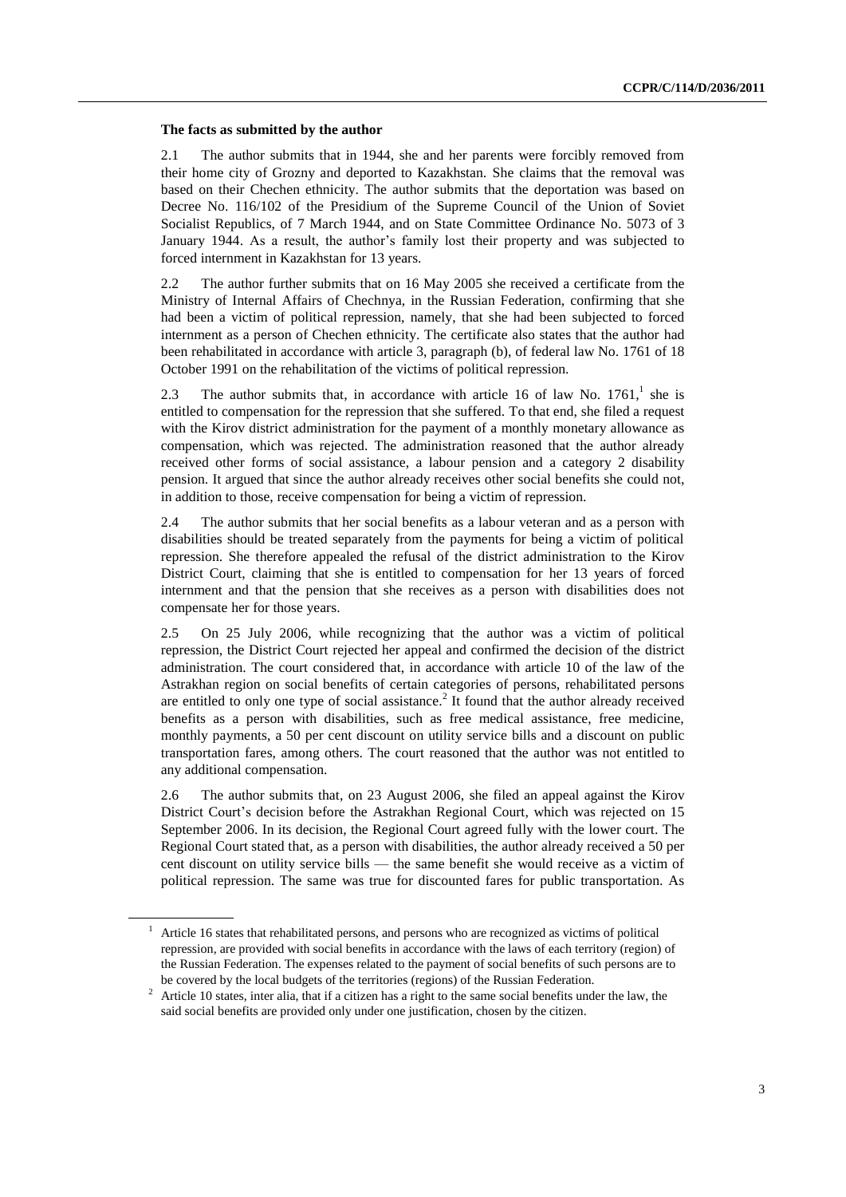**The facts as submitted by the author**

2.1 The author submits that in 1944, she and her parents were forcibly removed from their home city of Grozny and deported to Kazakhstan. She claims that the removal was based on their Chechen ethnicity. The author submits that the deportation was based on Decree No. 116/102 of the Presidium of the Supreme Council of the Union of Soviet Socialist Republics, of 7 March 1944, and on State Committee Ordinance No. 5073 of 3 January 1944. As a result, the author's family lost their property and was subjected to forced internment in Kazakhstan for 13 years.

2.2 The author further submits that on 16 May 2005 she received a certificate from the Ministry of Internal Affairs of Chechnya, in the Russian Federation, confirming that she had been a victim of political repression, namely, that she had been subjected to forced internment as a person of Chechen ethnicity. The certificate also states that the author had been rehabilitated in accordance with article 3, paragraph (b), of federal law No. 1761 of 18 October 1991 on the rehabilitation of the victims of political repression.

2.3 The author submits that, in accordance with article 16 of law No. 1761,[1] she is entitled to compensation for the repression that she suffered. To that end, she filed a request with the Kirov district administration for the payment of a monthly monetary allowance as compensation, which was rejected. The administration reasoned that the author already received other forms of social assistance, a labour pension and a category 2 disability pension. It argued that since the author already receives other social benefits she could not, in addition to those, receive compensation for being a victim of repression.

2.4 The author submits that her social benefits as a labour veteran and as a person with disabilities should be treated separately from the payments for being a victim of political repression. She therefore appealed the refusal of the district administration to the Kirov District Court, claiming that she is entitled to compensation for her 13 years of forced internment and that the pension that she receives as a person with disabilities does not compensate her for those years.

2.5 On 25 July 2006, while recognizing that the author was a victim of political repression, the District Court rejected her appeal and confirmed the decision of the district administration. The court considered that, in accordance with article 10 of the law of the Astrakhan region on social benefits of certain categories of persons, rehabilitated persons are entitled to only one type of social assistance.[2] It found that the author already received benefits as a person with disabilities, such as free medical assistance, free medicine, monthly payments, a 50 per cent discount on utility service bills and a discount on public transportation fares, among others. The court reasoned that the author was not entitled to any additional compensation.

2.6 The author submits that, on 23 August 2006, she filed an appeal against the Kirov District Court's decision before the Astrakhan Regional Court, which was rejected on 15 September 2006. In its decision, the Regional Court agreed fully with the lower court. The Regional Court stated that, as a person with disabilities, the author already received a 50 per cent discount on utility service bills — the same benefit she would receive as a victim of political repression. The same was true for discounted fares for public transportation. As

---

[1] Article 16 states that rehabilitated persons, and persons who are recognized as victims of political repression, are provided with social benefits in accordance with the laws of each territory (region) of the Russian Federation. The expenses related to the payment of social benefits of such persons are to be covered by the local budgets of the territories (regions) of the Russian Federation.

[2] Article 10 states, inter alia, that if a citizen has a right to the same social benefits under the law, the said social benefits are provided only under one justification, chosen by the citizen.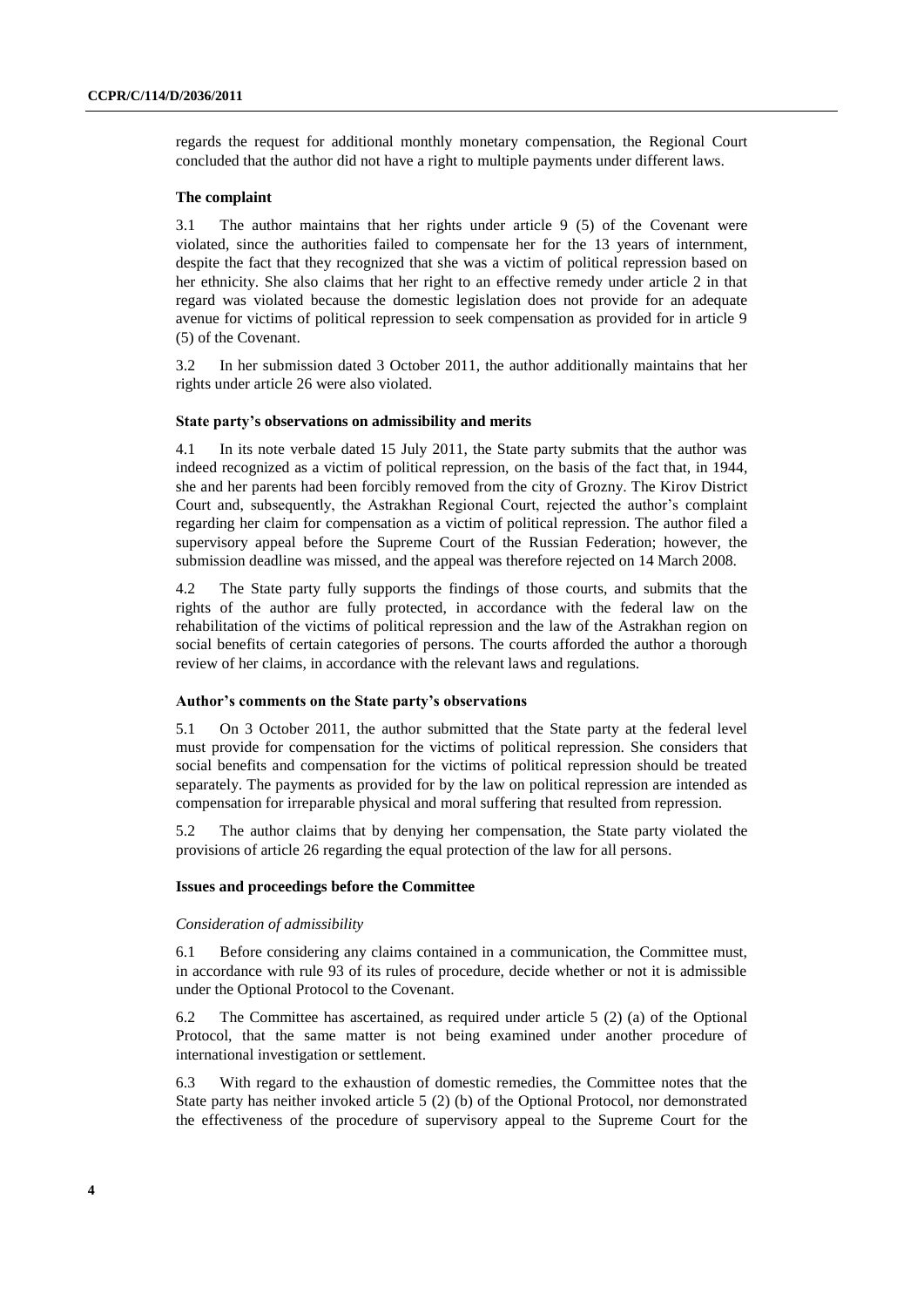regards the request for additional monthly monetary compensation, the Regional Court concluded that the author did not have a right to multiple payments under different laws.

### The complaint

3.1 The author maintains that her rights under article 9 (5) of the Covenant were violated, since the authorities failed to compensate her for the 13 years of internment, despite the fact that they recognized that she was a victim of political repression based on her ethnicity. She also claims that her right to an effective remedy under article 2 in that regard was violated because the domestic legislation does not provide for an adequate avenue for victims of political repression to seek compensation as provided for in article 9 (5) of the Covenant.

3.2 In her submission dated 3 October 2011, the author additionally maintains that her rights under article 26 were also violated.

### State party's observations on admissibility and merits

4.1 In its note verbale dated 15 July 2011, the State party submits that the author was indeed recognized as a victim of political repression, on the basis of the fact that, in 1944, she and her parents had been forcibly removed from the city of Grozny. The Kirov District Court and, subsequently, the Astrakhan Regional Court, rejected the author's complaint regarding her claim for compensation as a victim of political repression. The author filed a supervisory appeal before the Supreme Court of the Russian Federation; however, the submission deadline was missed, and the appeal was therefore rejected on 14 March 2008.

4.2 The State party fully supports the findings of those courts, and submits that the rights of the author are fully protected, in accordance with the federal law on the rehabilitation of the victims of political repression and the law of the Astrakhan region on social benefits of certain categories of persons. The courts afforded the author a thorough review of her claims, in accordance with the relevant laws and regulations.

### Author's comments on the State party's observations

5.1 On 3 October 2011, the author submitted that the State party at the federal level must provide for compensation for the victims of political repression. She considers that social benefits and compensation for the victims of political repression should be treated separately. The payments as provided for by the law on political repression are intended as compensation for irreparable physical and moral suffering that resulted from repression.

5.2 The author claims that by denying her compensation, the State party violated the provisions of article 26 regarding the equal protection of the law for all persons.

### Issues and proceedings before the Committee

*Consideration of admissibility*

6.1 Before considering any claims contained in a communication, the Committee must, in accordance with rule 93 of its rules of procedure, decide whether or not it is admissible under the Optional Protocol to the Covenant.

6.2 The Committee has ascertained, as required under article 5 (2) (a) of the Optional Protocol, that the same matter is not being examined under another procedure of international investigation or settlement.

6.3 With regard to the exhaustion of domestic remedies, the Committee notes that the State party has neither invoked article 5 (2) (b) of the Optional Protocol, nor demonstrated the effectiveness of the procedure of supervisory appeal to the Supreme Court for the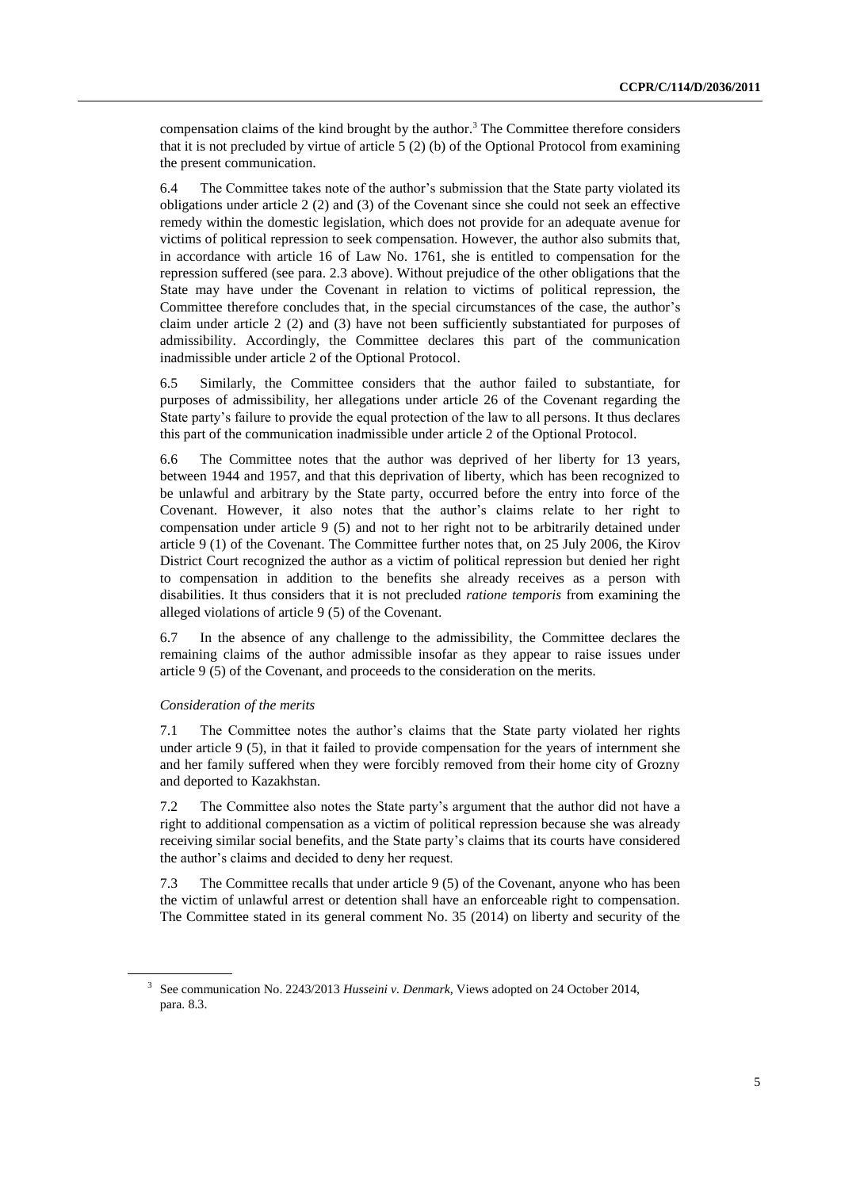compensation claims of the kind brought by the author.[3] The Committee therefore considers that it is not precluded by virtue of article 5 (2) (b) of the Optional Protocol from examining the present communication.

6.4 The Committee takes note of the author's submission that the State party violated its obligations under article 2 (2) and (3) of the Covenant since she could not seek an effective remedy within the domestic legislation, which does not provide for an adequate avenue for victims of political repression to seek compensation. However, the author also submits that, in accordance with article 16 of Law No. 1761, she is entitled to compensation for the repression suffered (see para. 2.3 above). Without prejudice of the other obligations that the State may have under the Covenant in relation to victims of political repression, the Committee therefore concludes that, in the special circumstances of the case, the author's claim under article 2 (2) and (3) have not been sufficiently substantiated for purposes of admissibility. Accordingly, the Committee declares this part of the communication inadmissible under article 2 of the Optional Protocol.

6.5 Similarly, the Committee considers that the author failed to substantiate, for purposes of admissibility, her allegations under article 26 of the Covenant regarding the State party's failure to provide the equal protection of the law to all persons. It thus declares this part of the communication inadmissible under article 2 of the Optional Protocol.

6.6 The Committee notes that the author was deprived of her liberty for 13 years, between 1944 and 1957, and that this deprivation of liberty, which has been recognized to be unlawful and arbitrary by the State party, occurred before the entry into force of the Covenant. However, it also notes that the author's claims relate to her right to compensation under article 9 (5) and not to her right not to be arbitrarily detained under article 9 (1) of the Covenant. The Committee further notes that, on 25 July 2006, the Kirov District Court recognized the author as a victim of political repression but denied her right to compensation in addition to the benefits she already receives as a person with disabilities. It thus considers that it is not precluded *ratione temporis* from examining the alleged violations of article 9 (5) of the Covenant.

6.7 In the absence of any challenge to the admissibility, the Committee declares the remaining claims of the author admissible insofar as they appear to raise issues under article 9 (5) of the Covenant, and proceeds to the consideration on the merits.

*Consideration of the merits*

7.1 The Committee notes the author's claims that the State party violated her rights under article 9 (5), in that it failed to provide compensation for the years of internment she and her family suffered when they were forcibly removed from their home city of Grozny and deported to Kazakhstan.

7.2 The Committee also notes the State party's argument that the author did not have a right to additional compensation as a victim of political repression because she was already receiving similar social benefits, and the State party's claims that its courts have considered the author's claims and decided to deny her request.

7.3 The Committee recalls that under article 9 (5) of the Covenant, anyone who has been the victim of unlawful arrest or detention shall have an enforceable right to compensation. The Committee stated in its general comment No. 35 (2014) on liberty and security of the

[3] See communication No. 2243/2013 *Husseini v. Denmark*, Views adopted on 24 October 2014, para. 8.3.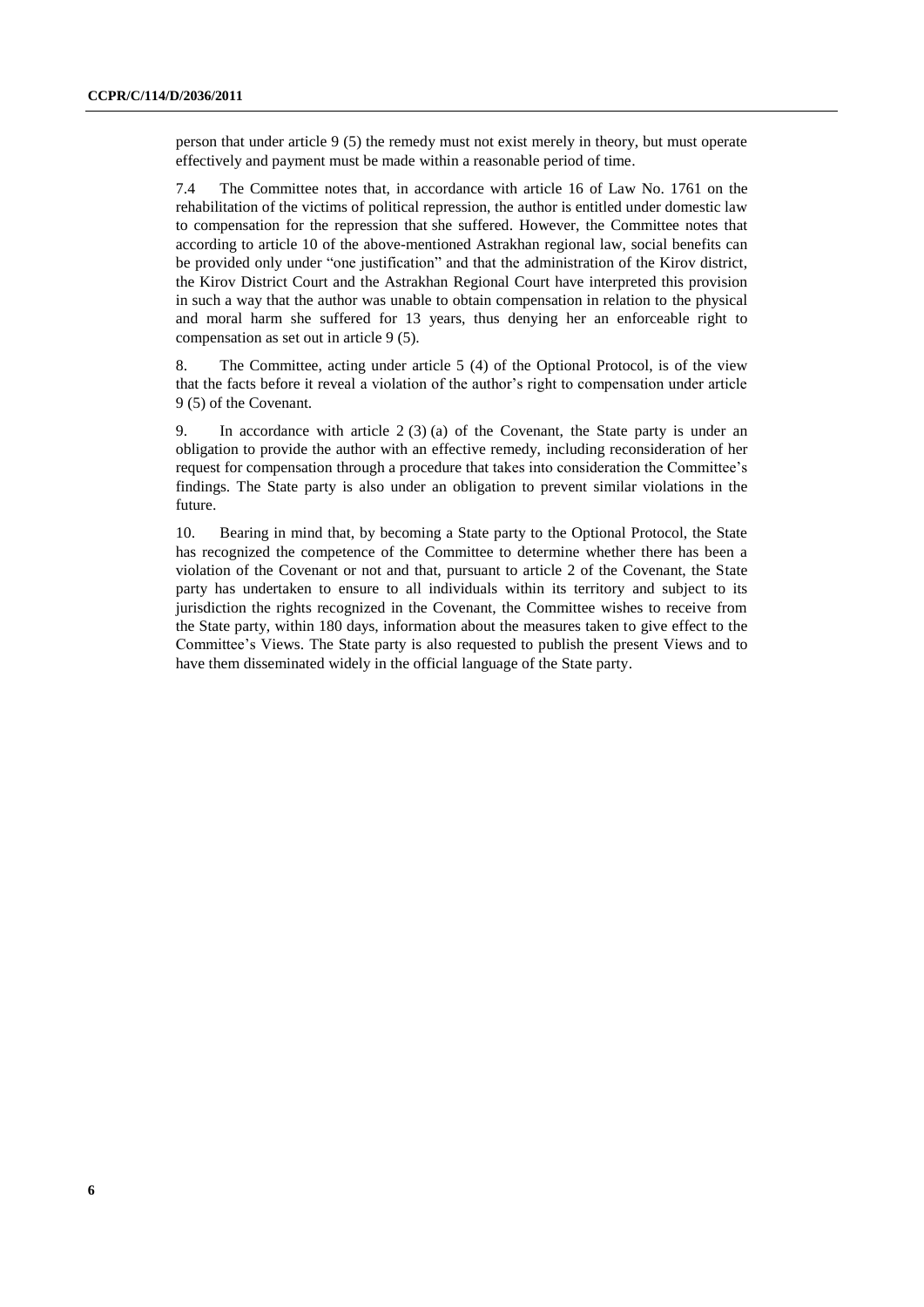person that under article 9 (5) the remedy must not exist merely in theory, but must operate effectively and payment must be made within a reasonable period of time.

7.4 The Committee notes that, in accordance with article 16 of Law No. 1761 on the rehabilitation of the victims of political repression, the author is entitled under domestic law to compensation for the repression that she suffered. However, the Committee notes that according to article 10 of the above-mentioned Astrakhan regional law, social benefits can be provided only under "one justification" and that the administration of the Kirov district, the Kirov District Court and the Astrakhan Regional Court have interpreted this provision in such a way that the author was unable to obtain compensation in relation to the physical and moral harm she suffered for 13 years, thus denying her an enforceable right to compensation as set out in article 9 (5).

8. The Committee, acting under article 5 (4) of the Optional Protocol, is of the view that the facts before it reveal a violation of the author's right to compensation under article 9 (5) of the Covenant.

9. In accordance with article 2 (3) (a) of the Covenant, the State party is under an obligation to provide the author with an effective remedy, including reconsideration of her request for compensation through a procedure that takes into consideration the Committee's findings. The State party is also under an obligation to prevent similar violations in the future.

10. Bearing in mind that, by becoming a State party to the Optional Protocol, the State has recognized the competence of the Committee to determine whether there has been a violation of the Covenant or not and that, pursuant to article 2 of the Covenant, the State party has undertaken to ensure to all individuals within its territory and subject to its jurisdiction the rights recognized in the Covenant, the Committee wishes to receive from the State party, within 180 days, information about the measures taken to give effect to the Committee's Views. The State party is also requested to publish the present Views and to have them disseminated widely in the official language of the State party.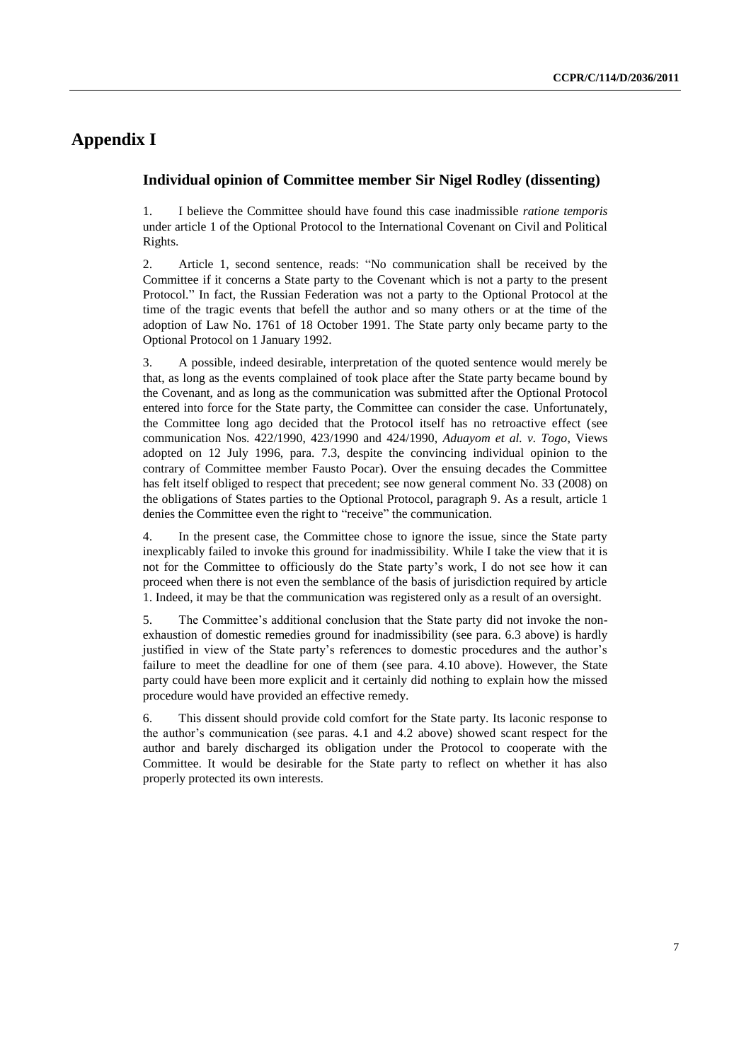# Appendix I

## Individual opinion of Committee member Sir Nigel Rodley (dissenting)

1. I believe the Committee should have found this case inadmissible *ratione temporis* under article 1 of the Optional Protocol to the International Covenant on Civil and Political Rights.

2. Article 1, second sentence, reads: "No communication shall be received by the Committee if it concerns a State party to the Covenant which is not a party to the present Protocol." In fact, the Russian Federation was not a party to the Optional Protocol at the time of the tragic events that befell the author and so many others or at the time of the adoption of Law No. 1761 of 18 October 1991. The State party only became party to the Optional Protocol on 1 January 1992.

3. A possible, indeed desirable, interpretation of the quoted sentence would merely be that, as long as the events complained of took place after the State party became bound by the Covenant, and as long as the communication was submitted after the Optional Protocol entered into force for the State party, the Committee can consider the case. Unfortunately, the Committee long ago decided that the Protocol itself has no retroactive effect (see communication Nos. 422/1990, 423/1990 and 424/1990, *Aduayom et al. v. Togo*, Views adopted on 12 July 1996, para. 7.3, despite the convincing individual opinion to the contrary of Committee member Fausto Pocar). Over the ensuing decades the Committee has felt itself obliged to respect that precedent; see now general comment No. 33 (2008) on the obligations of States parties to the Optional Protocol, paragraph 9. As a result, article 1 denies the Committee even the right to "receive" the communication.

4. In the present case, the Committee chose to ignore the issue, since the State party inexplicably failed to invoke this ground for inadmissibility. While I take the view that it is not for the Committee to officiously do the State party's work, I do not see how it can proceed when there is not even the semblance of the basis of jurisdiction required by article 1. Indeed, it may be that the communication was registered only as a result of an oversight.

5. The Committee's additional conclusion that the State party did not invoke the non-exhaustion of domestic remedies ground for inadmissibility (see para. 6.3 above) is hardly justified in view of the State party's references to domestic procedures and the author's failure to meet the deadline for one of them (see para. 4.10 above). However, the State party could have been more explicit and it certainly did nothing to explain how the missed procedure would have provided an effective remedy.

6. This dissent should provide cold comfort for the State party. Its laconic response to the author's communication (see paras. 4.1 and 4.2 above) showed scant respect for the author and barely discharged its obligation under the Protocol to cooperate with the Committee. It would be desirable for the State party to reflect on whether it has also properly protected its own interests.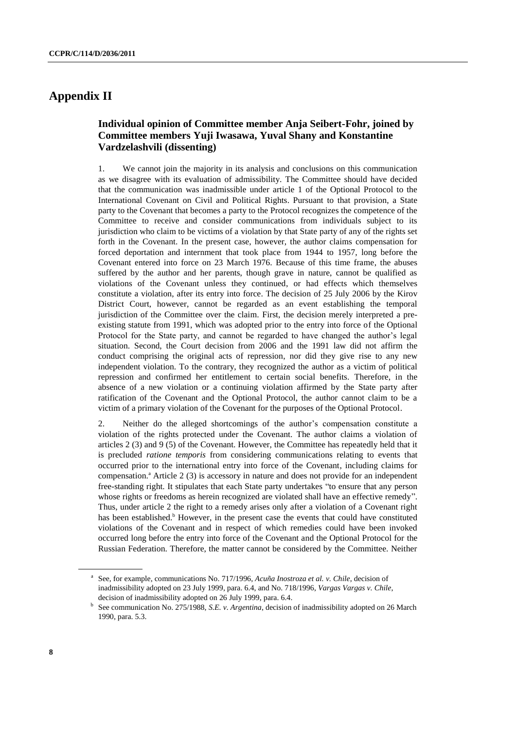# Appendix II

### Individual opinion of Committee member Anja Seibert-Fohr, joined by Committee members Yuji Iwasawa, Yuval Shany and Konstantine Vardzelashvili (dissenting)

1. We cannot join the majority in its analysis and conclusions on this communication as we disagree with its evaluation of admissibility. The Committee should have decided that the communication was inadmissible under article 1 of the Optional Protocol to the International Covenant on Civil and Political Rights. Pursuant to that provision, a State party to the Covenant that becomes a party to the Protocol recognizes the competence of the Committee to receive and consider communications from individuals subject to its jurisdiction who claim to be victims of a violation by that State party of any of the rights set forth in the Covenant. In the present case, however, the author claims compensation for forced deportation and internment that took place from 1944 to 1957, long before the Covenant entered into force on 23 March 1976. Because of this time frame, the abuses suffered by the author and her parents, though grave in nature, cannot be qualified as violations of the Covenant unless they continued, or had effects which themselves constitute a violation, after its entry into force. The decision of 25 July 2006 by the Kirov District Court, however, cannot be regarded as an event establishing the temporal jurisdiction of the Committee over the claim. First, the decision merely interpreted a pre-existing statute from 1991, which was adopted prior to the entry into force of the Optional Protocol for the State party, and cannot be regarded to have changed the author's legal situation. Second, the Court decision from 2006 and the 1991 law did not affirm the conduct comprising the original acts of repression, nor did they give rise to any new independent violation. To the contrary, they recognized the author as a victim of political repression and confirmed her entitlement to certain social benefits. Therefore, in the absence of a new violation or a continuing violation affirmed by the State party after ratification of the Covenant and the Optional Protocol, the author cannot claim to be a victim of a primary violation of the Covenant for the purposes of the Optional Protocol.

2. Neither do the alleged shortcomings of the author's compensation constitute a violation of the rights protected under the Covenant. The author claims a violation of articles 2 (3) and 9 (5) of the Covenant. However, the Committee has repeatedly held that it is precluded *ratione temporis* from considering communications relating to events that occurred prior to the international entry into force of the Covenant, including claims for compensation.[a] Article 2 (3) is accessory in nature and does not provide for an independent free-standing right. It stipulates that each State party undertakes "to ensure that any person whose rights or freedoms as herein recognized are violated shall have an effective remedy". Thus, under article 2 the right to a remedy arises only after a violation of a Covenant right has been established.[b] However, in the present case the events that could have constituted violations of the Covenant and in respect of which remedies could have been invoked occurred long before the entry into force of the Covenant and the Optional Protocol for the Russian Federation. Therefore, the matter cannot be considered by the Committee. Neither

---

[a] See, for example, communications No. 717/1996, *Acuña Inostroza et al. v. Chile*, decision of inadmissibility adopted on 23 July 1999, para. 6.4, and No. 718/1996, *Vargas Vargas v. Chile*, decision of inadmissibility adopted on 26 July 1999, para. 6.4.

[b] See communication No. 275/1988, *S.E. v. Argentina*, decision of inadmissibility adopted on 26 March 1990, para. 5.3.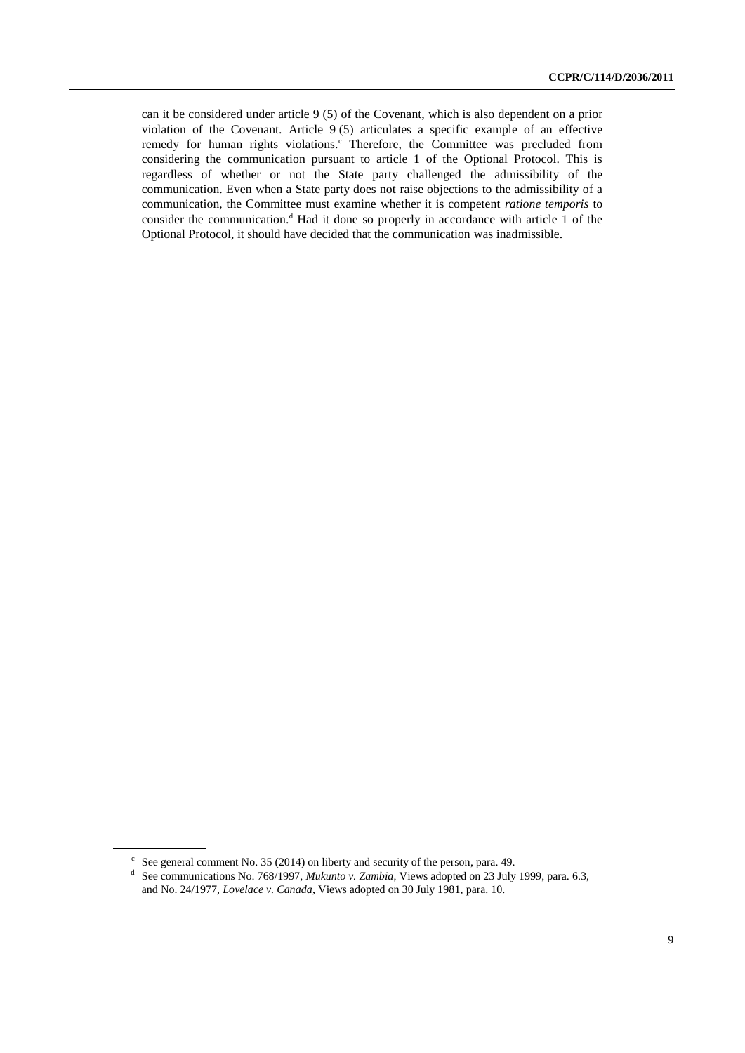can it be considered under article 9 (5) of the Covenant, which is also dependent on a prior violation of the Covenant. Article 9 (5) articulates a specific example of an effective remedy for human rights violations.[c] Therefore, the Committee was precluded from considering the communication pursuant to article 1 of the Optional Protocol. This is regardless of whether or not the State party challenged the admissibility of the communication. Even when a State party does not raise objections to the admissibility of a communication, the Committee must examine whether it is competent *ratione temporis* to consider the communication.[d] Had it done so properly in accordance with article 1 of the Optional Protocol, it should have decided that the communication was inadmissible.

---

[c] See general comment No. 35 (2014) on liberty and security of the person, para. 49.

[d] See communications No. 768/1997, *Mukunto v. Zambia*, Views adopted on 23 July 1999, para. 6.3, and No. 24/1977, *Lovelace v. Canada*, Views adopted on 30 July 1981, para. 10.